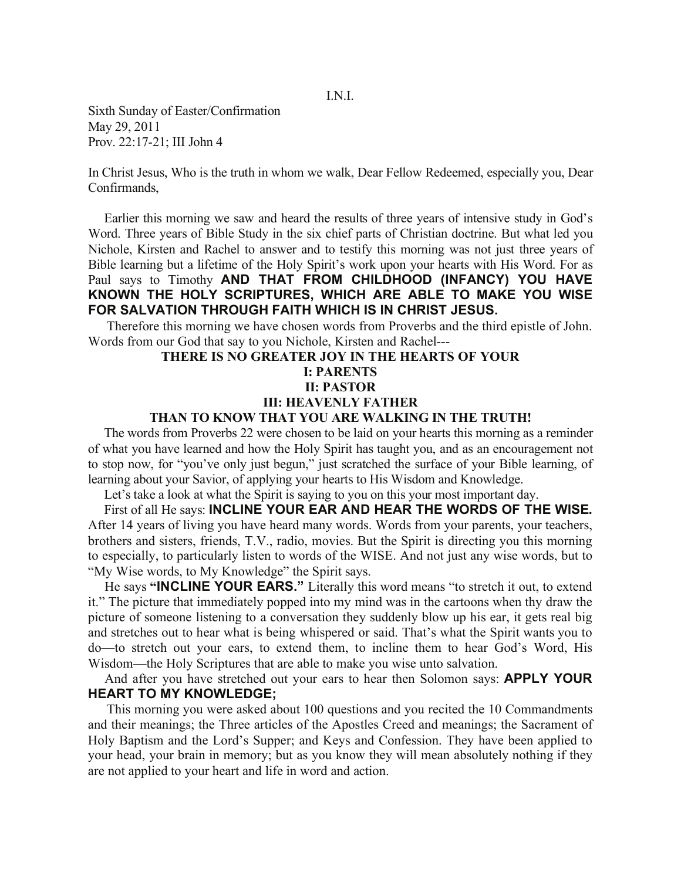I.N.I.

Sixth Sunday of Easter/Confirmation
May 29, 2011
Prov. 22:17-21; III John 4

In Christ Jesus, Who is the truth in whom we walk, Dear Fellow Redeemed, especially you, Dear Confirmands,

Earlier this morning we saw and heard the results of three years of intensive study in God's Word. Three years of Bible Study in the six chief parts of Christian doctrine. But what led you Nichole, Kirsten and Rachel to answer and to testify this morning was not just three years of Bible learning but a lifetime of the Holy Spirit's work upon your hearts with His Word. For as Paul says to Timothy **AND THAT FROM CHILDHOOD (INFANCY) YOU HAVE KNOWN THE HOLY SCRIPTURES, WHICH ARE ABLE TO MAKE YOU WISE FOR SALVATION THROUGH FAITH WHICH IS IN CHRIST JESUS.**

Therefore this morning we have chosen words from Proverbs and the third epistle of John. Words from our God that say to you Nichole, Kirsten and Rachel---

**THERE IS NO GREATER JOY IN THE HEARTS OF YOUR**
**I: PARENTS**
**II: PASTOR**
**III: HEAVENLY FATHER**
**THAN TO KNOW THAT YOU ARE WALKING IN THE TRUTH!**

The words from Proverbs 22 were chosen to be laid on your hearts this morning as a reminder of what you have learned and how the Holy Spirit has taught you, and as an encouragement not to stop now, for "you've only just begun," just scratched the surface of your Bible learning, of learning about your Savior, of applying your hearts to His Wisdom and Knowledge.

Let's take a look at what the Spirit is saying to you on this your most important day.

First of all He says: **INCLINE YOUR EAR AND HEAR THE WORDS OF THE WISE.** After 14 years of living you have heard many words. Words from your parents, your teachers, brothers and sisters, friends, T.V., radio, movies. But the Spirit is directing you this morning to especially, to particularly listen to words of the WISE. And not just any wise words, but to "My Wise words, to My Knowledge" the Spirit says.

He says **"INCLINE YOUR EARS."** Literally this word means "to stretch it out, to extend it." The picture that immediately popped into my mind was in the cartoons when thy draw the picture of someone listening to a conversation they suddenly blow up his ear, it gets real big and stretches out to hear what is being whispered or said. That's what the Spirit wants you to do—to stretch out your ears, to extend them, to incline them to hear God's Word, His Wisdom—the Holy Scriptures that are able to make you wise unto salvation.

And after you have stretched out your ears to hear then Solomon says: **APPLY YOUR HEART TO MY KNOWLEDGE;**

This morning you were asked about 100 questions and you recited the 10 Commandments and their meanings; the Three articles of the Apostles Creed and meanings; the Sacrament of Holy Baptism and the Lord's Supper; and Keys and Confession. They have been applied to your head, your brain in memory; but as you know they will mean absolutely nothing if they are not applied to your heart and life in word and action.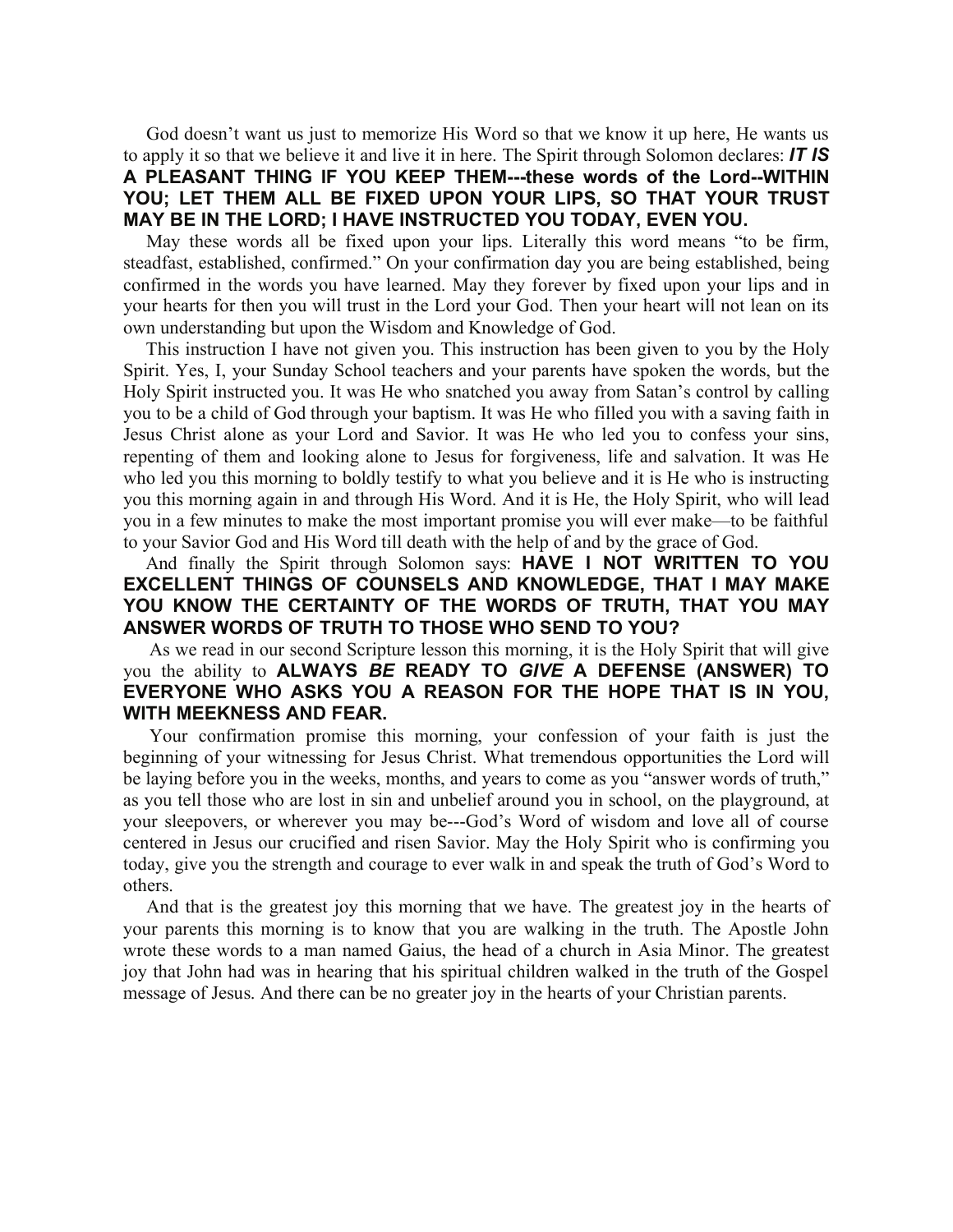God doesn't want us just to memorize His Word so that we know it up here, He wants us to apply it so that we believe it and live it in here. The Spirit through Solomon declares: ***IT IS* A PLEASANT THING IF YOU KEEP THEM---these words of the Lord--WITHIN YOU; LET THEM ALL BE FIXED UPON YOUR LIPS, SO THAT YOUR TRUST MAY BE IN THE LORD; I HAVE INSTRUCTED YOU TODAY, EVEN YOU.**

May these words all be fixed upon your lips. Literally this word means "to be firm, steadfast, established, confirmed." On your confirmation day you are being established, being confirmed in the words you have learned. May they forever by fixed upon your lips and in your hearts for then you will trust in the Lord your God. Then your heart will not lean on its own understanding but upon the Wisdom and Knowledge of God.

This instruction I have not given you. This instruction has been given to you by the Holy Spirit. Yes, I, your Sunday School teachers and your parents have spoken the words, but the Holy Spirit instructed you. It was He who snatched you away from Satan's control by calling you to be a child of God through your baptism. It was He who filled you with a saving faith in Jesus Christ alone as your Lord and Savior. It was He who led you to confess your sins, repenting of them and looking alone to Jesus for forgiveness, life and salvation. It was He who led you this morning to boldly testify to what you believe and it is He who is instructing you this morning again in and through His Word. And it is He, the Holy Spirit, who will lead you in a few minutes to make the most important promise you will ever make—to be faithful to your Savior God and His Word till death with the help of and by the grace of God.

And finally the Spirit through Solomon says: **HAVE I NOT WRITTEN TO YOU EXCELLENT THINGS OF COUNSELS AND KNOWLEDGE, THAT I MAY MAKE YOU KNOW THE CERTAINTY OF THE WORDS OF TRUTH, THAT YOU MAY ANSWER WORDS OF TRUTH TO THOSE WHO SEND TO YOU?**

As we read in our second Scripture lesson this morning, it is the Holy Spirit that will give you the ability to **ALWAYS *BE* READY TO *GIVE* A DEFENSE (ANSWER) TO EVERYONE WHO ASKS YOU A REASON FOR THE HOPE THAT IS IN YOU, WITH MEEKNESS AND FEAR.**

Your confirmation promise this morning, your confession of your faith is just the beginning of your witnessing for Jesus Christ. What tremendous opportunities the Lord will be laying before you in the weeks, months, and years to come as you "answer words of truth," as you tell those who are lost in sin and unbelief around you in school, on the playground, at your sleepovers, or wherever you may be---God's Word of wisdom and love all of course centered in Jesus our crucified and risen Savior. May the Holy Spirit who is confirming you today, give you the strength and courage to ever walk in and speak the truth of God's Word to others.

And that is the greatest joy this morning that we have. The greatest joy in the hearts of your parents this morning is to know that you are walking in the truth. The Apostle John wrote these words to a man named Gaius, the head of a church in Asia Minor. The greatest joy that John had was in hearing that his spiritual children walked in the truth of the Gospel message of Jesus. And there can be no greater joy in the hearts of your Christian parents.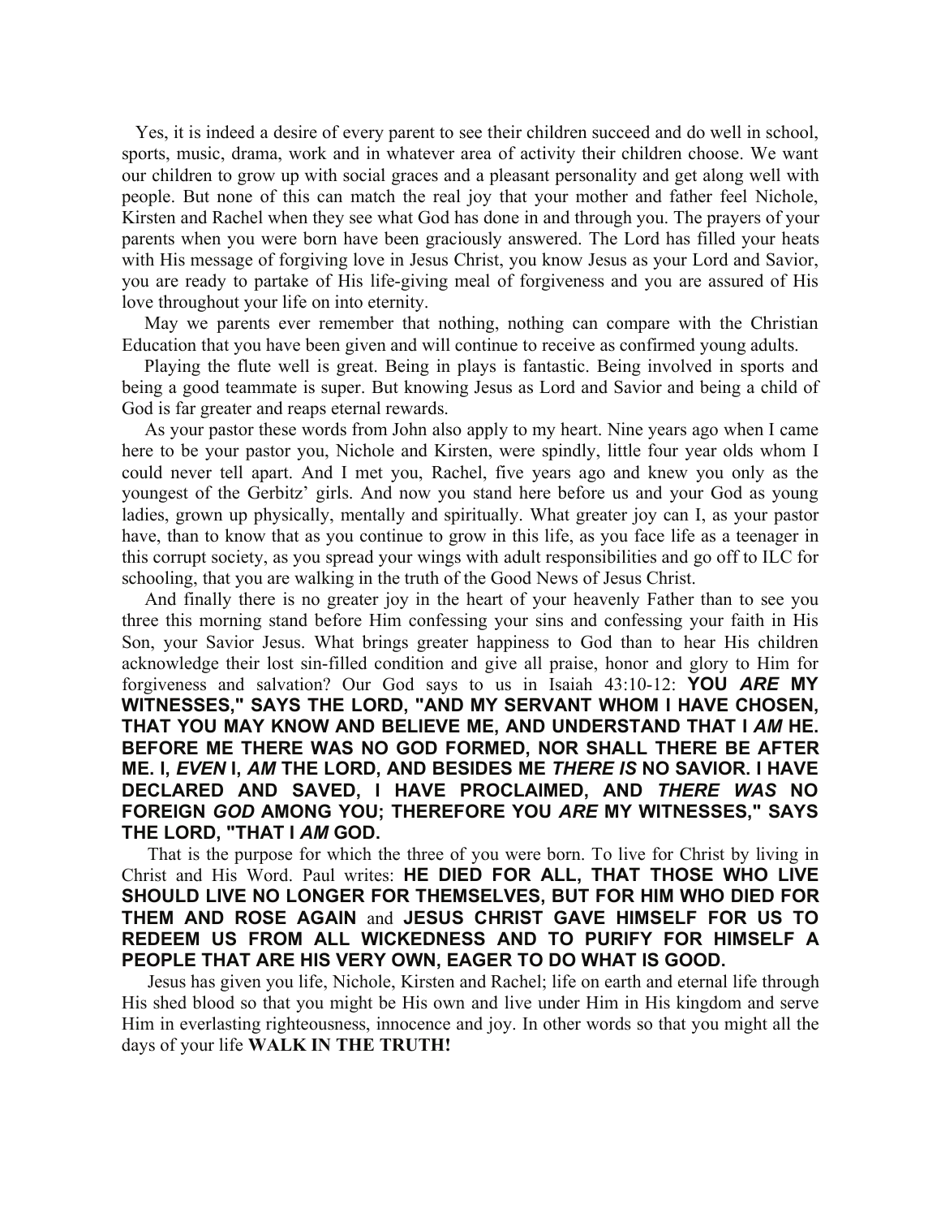Yes, it is indeed a desire of every parent to see their children succeed and do well in school, sports, music, drama, work and in whatever area of activity their children choose. We want our children to grow up with social graces and a pleasant personality and get along well with people. But none of this can match the real joy that your mother and father feel Nichole, Kirsten and Rachel when they see what God has done in and through you. The prayers of your parents when you were born have been graciously answered. The Lord has filled your heats with His message of forgiving love in Jesus Christ, you know Jesus as your Lord and Savior, you are ready to partake of His life-giving meal of forgiveness and you are assured of His love throughout your life on into eternity.

May we parents ever remember that nothing, nothing can compare with the Christian Education that you have been given and will continue to receive as confirmed young adults.

Playing the flute well is great. Being in plays is fantastic. Being involved in sports and being a good teammate is super. But knowing Jesus as Lord and Savior and being a child of God is far greater and reaps eternal rewards.

As your pastor these words from John also apply to my heart. Nine years ago when I came here to be your pastor you, Nichole and Kirsten, were spindly, little four year olds whom I could never tell apart. And I met you, Rachel, five years ago and knew you only as the youngest of the Gerbitz' girls. And now you stand here before us and your God as young ladies, grown up physically, mentally and spiritually. What greater joy can I, as your pastor have, than to know that as you continue to grow in this life, as you face life as a teenager in this corrupt society, as you spread your wings with adult responsibilities and go off to ILC for schooling, that you are walking in the truth of the Good News of Jesus Christ.

And finally there is no greater joy in the heart of your heavenly Father than to see you three this morning stand before Him confessing your sins and confessing your faith in His Son, your Savior Jesus. What brings greater happiness to God than to hear His children acknowledge their lost sin-filled condition and give all praise, honor and glory to Him for forgiveness and salvation? Our God says to us in Isaiah 43:10-12: **YOU *ARE* MY WITNESSES," SAYS THE LORD, "AND MY SERVANT WHOM I HAVE CHOSEN, THAT YOU MAY KNOW AND BELIEVE ME, AND UNDERSTAND THAT I *AM* HE. BEFORE ME THERE WAS NO GOD FORMED, NOR SHALL THERE BE AFTER ME. I, *EVEN* I, *AM* THE LORD, AND BESIDES ME *THERE IS* NO SAVIOR. I HAVE DECLARED AND SAVED, I HAVE PROCLAIMED, AND *THERE WAS* NO FOREIGN *GOD* AMONG YOU; THEREFORE YOU *ARE* MY WITNESSES," SAYS THE LORD, "THAT I *AM* GOD.**

That is the purpose for which the three of you were born. To live for Christ by living in Christ and His Word. Paul writes: **HE DIED FOR ALL, THAT THOSE WHO LIVE SHOULD LIVE NO LONGER FOR THEMSELVES, BUT FOR HIM WHO DIED FOR THEM AND ROSE AGAIN** and **JESUS CHRIST GAVE HIMSELF FOR US TO REDEEM US FROM ALL WICKEDNESS AND TO PURIFY FOR HIMSELF A PEOPLE THAT ARE HIS VERY OWN, EAGER TO DO WHAT IS GOOD.**

Jesus has given you life, Nichole, Kirsten and Rachel; life on earth and eternal life through His shed blood so that you might be His own and live under Him in His kingdom and serve Him in everlasting righteousness, innocence and joy. In other words so that you might all the days of your life **WALK IN THE TRUTH!**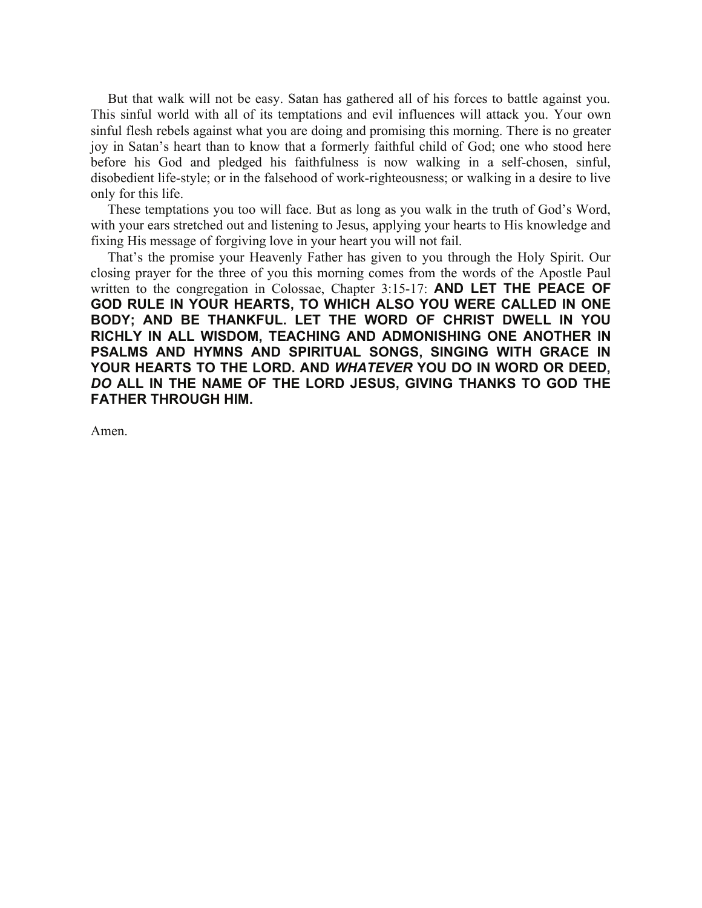But that walk will not be easy. Satan has gathered all of his forces to battle against you. This sinful world with all of its temptations and evil influences will attack you. Your own sinful flesh rebels against what you are doing and promising this morning. There is no greater joy in Satan's heart than to know that a formerly faithful child of God; one who stood here before his God and pledged his faithfulness is now walking in a self-chosen, sinful, disobedient life-style; or in the falsehood of work-righteousness; or walking in a desire to live only for this life.

These temptations you too will face. But as long as you walk in the truth of God's Word, with your ears stretched out and listening to Jesus, applying your hearts to His knowledge and fixing His message of forgiving love in your heart you will not fail.

That's the promise your Heavenly Father has given to you through the Holy Spirit. Our closing prayer for the three of you this morning comes from the words of the Apostle Paul written to the congregation in Colossae, Chapter 3:15-17: **AND LET THE PEACE OF GOD RULE IN YOUR HEARTS, TO WHICH ALSO YOU WERE CALLED IN ONE BODY; AND BE THANKFUL. LET THE WORD OF CHRIST DWELL IN YOU RICHLY IN ALL WISDOM, TEACHING AND ADMONISHING ONE ANOTHER IN PSALMS AND HYMNS AND SPIRITUAL SONGS, SINGING WITH GRACE IN YOUR HEARTS TO THE LORD. AND *WHATEVER* YOU DO IN WORD OR DEED, *DO* ALL IN THE NAME OF THE LORD JESUS, GIVING THANKS TO GOD THE FATHER THROUGH HIM.**

Amen.